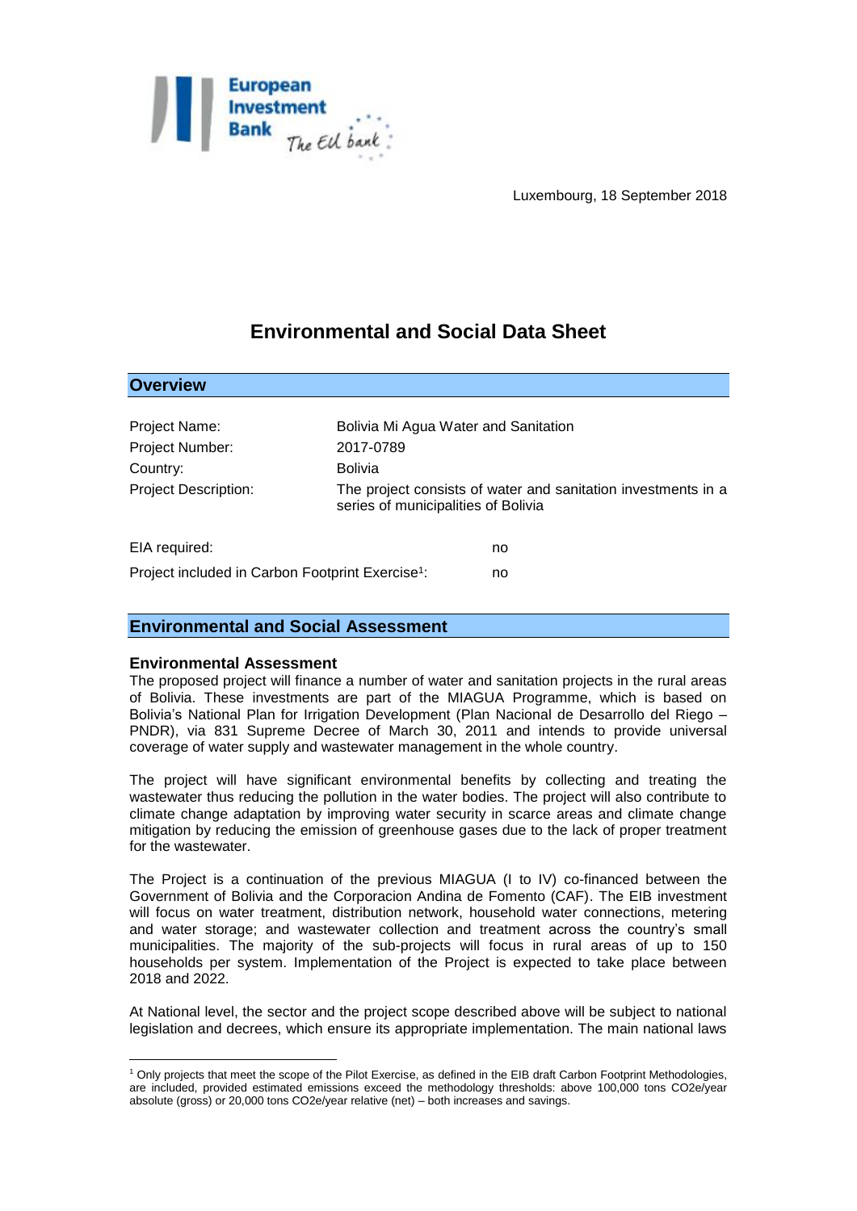Luxembourg, 18 September 2018

# Environmental and Social Data Sheet

## Overview

| | |
|---|---|
| Project Name: | Bolivia Mi Agua Water and Sanitation |
| Project Number: | 2017-0789 |
| Country: | Bolivia |
| Project Description: | The project consists of water and sanitation investments in a series of municipalities of Bolivia |

| | |
|---|---|
| EIA required: | no |
| Project included in Carbon Footprint Exercise[1]: | no |

## Environmental and Social Assessment

### Environmental Assessment

The proposed project will finance a number of water and sanitation projects in the rural areas of Bolivia. These investments are part of the MIAGUA Programme, which is based on Bolivia's National Plan for Irrigation Development (Plan Nacional de Desarrollo del Riego – PNDR), via 831 Supreme Decree of March 30, 2011 and intends to provide universal coverage of water supply and wastewater management in the whole country.

The project will have significant environmental benefits by collecting and treating the wastewater thus reducing the pollution in the water bodies. The project will also contribute to climate change adaptation by improving water security in scarce areas and climate change mitigation by reducing the emission of greenhouse gases due to the lack of proper treatment for the wastewater.

The Project is a continuation of the previous MIAGUA (I to IV) co-financed between the Government of Bolivia and the Corporacion Andina de Fomento (CAF). The EIB investment will focus on water treatment, distribution network, household water connections, metering and water storage; and wastewater collection and treatment across the country's small municipalities. The majority of the sub-projects will focus in rural areas of up to 150 households per system. Implementation of the Project is expected to take place between 2018 and 2022.

At National level, the sector and the project scope described above will be subject to national legislation and decrees, which ensure its appropriate implementation. The main national laws

---

[1] Only projects that meet the scope of the Pilot Exercise, as defined in the EIB draft Carbon Footprint Methodologies, are included, provided estimated emissions exceed the methodology thresholds: above 100,000 tons CO2e/year absolute (gross) or 20,000 tons CO2e/year relative (net) – both increases and savings.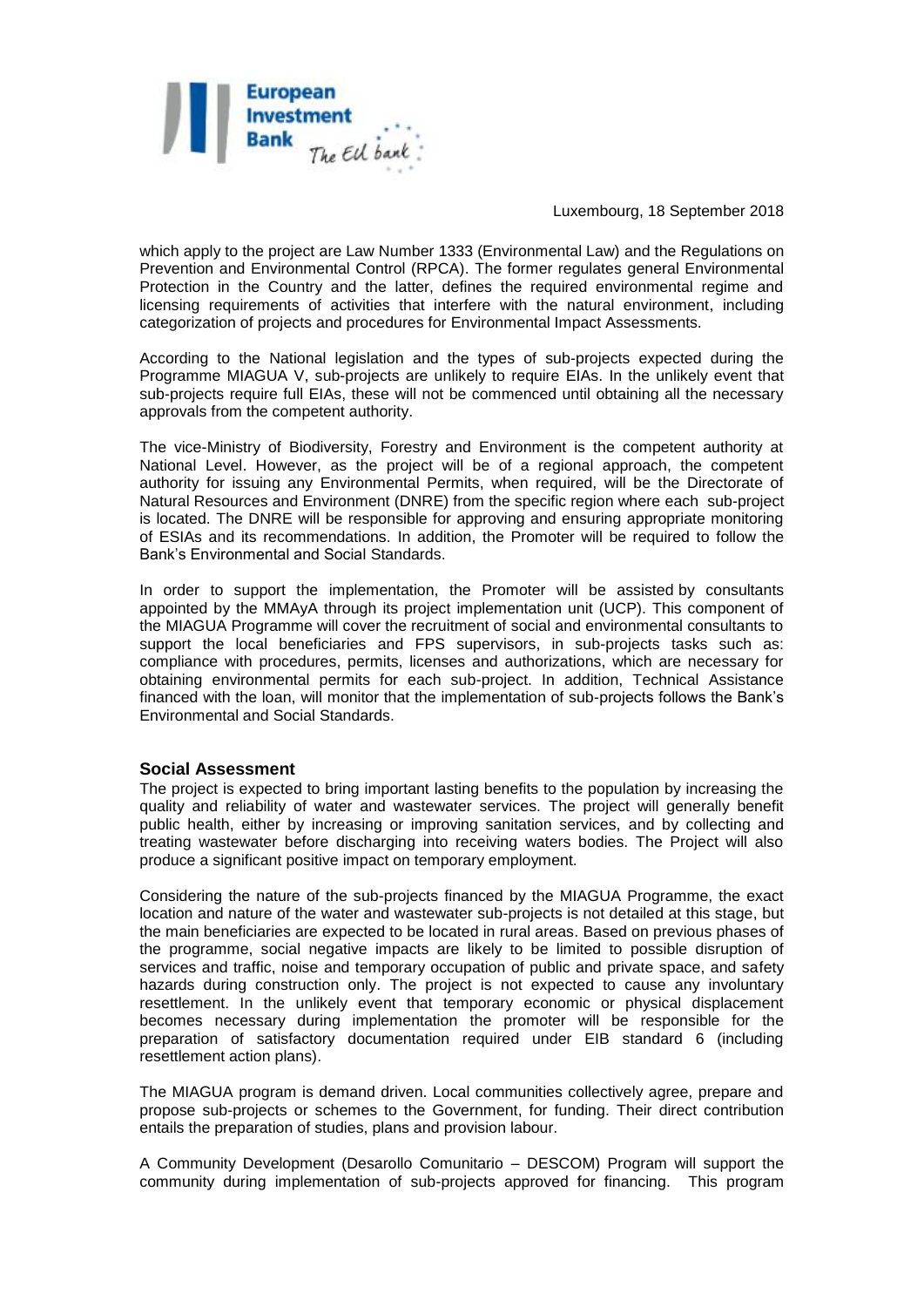which apply to the project are Law Number 1333 (Environmental Law) and the Regulations on Prevention and Environmental Control (RPCA). The former regulates general Environmental Protection in the Country and the latter, defines the required environmental regime and licensing requirements of activities that interfere with the natural environment, including categorization of projects and procedures for Environmental Impact Assessments.

According to the National legislation and the types of sub-projects expected during the Programme MIAGUA V, sub-projects are unlikely to require EIAs. In the unlikely event that sub-projects require full EIAs, these will not be commenced until obtaining all the necessary approvals from the competent authority.

The vice-Ministry of Biodiversity, Forestry and Environment is the competent authority at National Level. However, as the project will be of a regional approach, the competent authority for issuing any Environmental Permits, when required, will be the Directorate of Natural Resources and Environment (DNRE) from the specific region where each sub-project is located. The DNRE will be responsible for approving and ensuring appropriate monitoring of ESIAs and its recommendations. In addition, the Promoter will be required to follow the Bank's Environmental and Social Standards.

In order to support the implementation, the Promoter will be assisted by consultants appointed by the MMAyA through its project implementation unit (UCP). This component of the MIAGUA Programme will cover the recruitment of social and environmental consultants to support the local beneficiaries and FPS supervisors, in sub-projects tasks such as: compliance with procedures, permits, licenses and authorizations, which are necessary for obtaining environmental permits for each sub-project. In addition, Technical Assistance financed with the loan, will monitor that the implementation of sub-projects follows the Bank's Environmental and Social Standards.

## Social Assessment

The project is expected to bring important lasting benefits to the population by increasing the quality and reliability of water and wastewater services. The project will generally benefit public health, either by increasing or improving sanitation services, and by collecting and treating wastewater before discharging into receiving waters bodies. The Project will also produce a significant positive impact on temporary employment.

Considering the nature of the sub-projects financed by the MIAGUA Programme, the exact location and nature of the water and wastewater sub-projects is not detailed at this stage, but the main beneficiaries are expected to be located in rural areas. Based on previous phases of the programme, social negative impacts are likely to be limited to possible disruption of services and traffic, noise and temporary occupation of public and private space, and safety hazards during construction only. The project is not expected to cause any involuntary resettlement. In the unlikely event that temporary economic or physical displacement becomes necessary during implementation the promoter will be responsible for the preparation of satisfactory documentation required under EIB standard 6 (including resettlement action plans).

The MIAGUA program is demand driven. Local communities collectively agree, prepare and propose sub-projects or schemes to the Government, for funding. Their direct contribution entails the preparation of studies, plans and provision labour.

A Community Development (Desarollo Comunitario – DESCOM) Program will support the community during implementation of sub-projects approved for financing. This program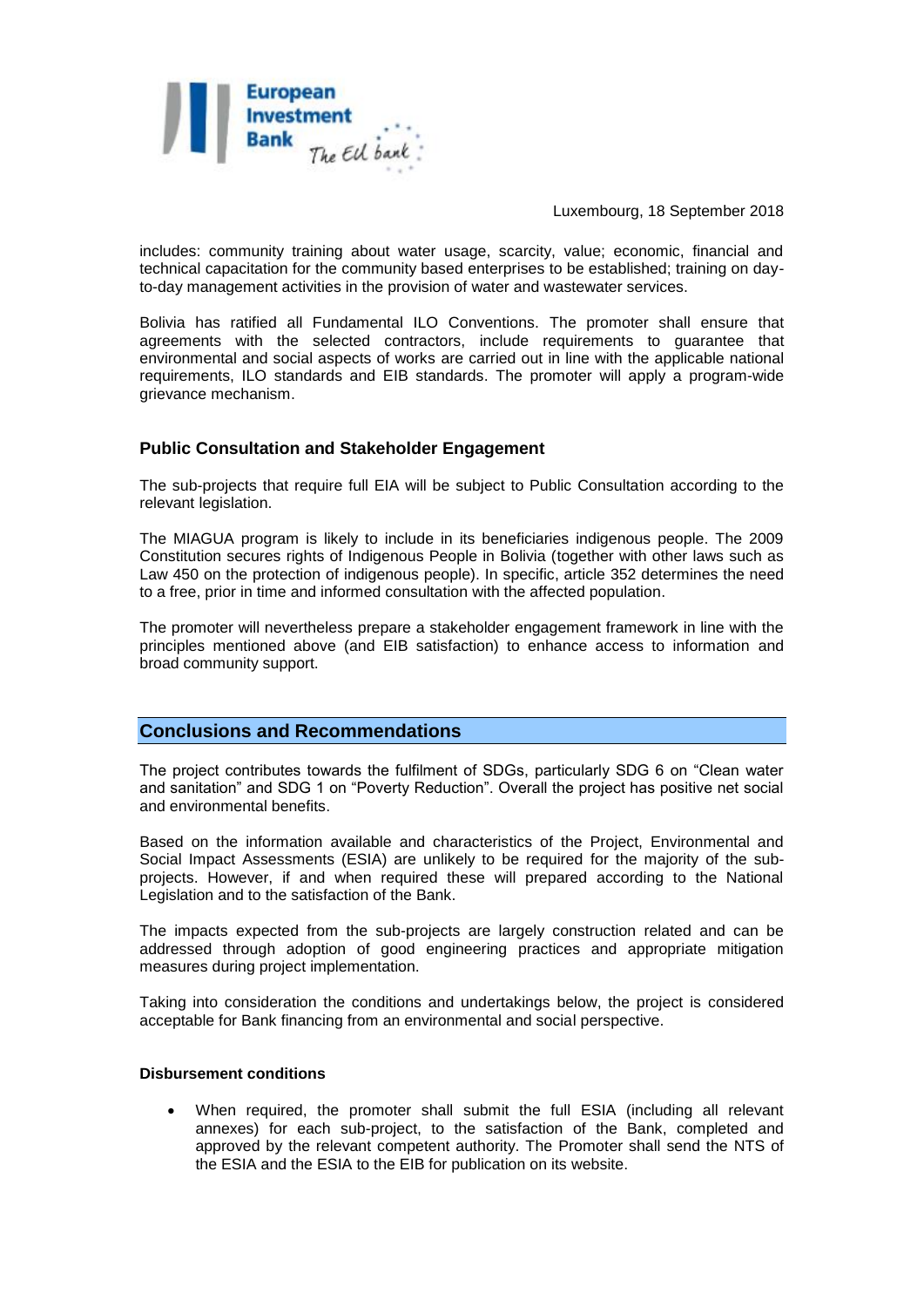includes: community training about water usage, scarcity, value; economic, financial and technical capacitation for the community based enterprises to be established; training on day-to-day management activities in the provision of water and wastewater services.

Bolivia has ratified all Fundamental ILO Conventions. The promoter shall ensure that agreements with the selected contractors, include requirements to guarantee that environmental and social aspects of works are carried out in line with the applicable national requirements, ILO standards and EIB standards. The promoter will apply a program-wide grievance mechanism.

### Public Consultation and Stakeholder Engagement

The sub-projects that require full EIA will be subject to Public Consultation according to the relevant legislation.

The MIAGUA program is likely to include in its beneficiaries indigenous people. The 2009 Constitution secures rights of Indigenous People in Bolivia (together with other laws such as Law 450 on the protection of indigenous people). In specific, article 352 determines the need to a free, prior in time and informed consultation with the affected population.

The promoter will nevertheless prepare a stakeholder engagement framework in line with the principles mentioned above (and EIB satisfaction) to enhance access to information and broad community support.

## Conclusions and Recommendations

The project contributes towards the fulfilment of SDGs, particularly SDG 6 on "Clean water and sanitation" and SDG 1 on "Poverty Reduction". Overall the project has positive net social and environmental benefits.

Based on the information available and characteristics of the Project, Environmental and Social Impact Assessments (ESIA) are unlikely to be required for the majority of the sub-projects. However, if and when required these will prepared according to the National Legislation and to the satisfaction of the Bank.

The impacts expected from the sub-projects are largely construction related and can be addressed through adoption of good engineering practices and appropriate mitigation measures during project implementation.

Taking into consideration the conditions and undertakings below, the project is considered acceptable for Bank financing from an environmental and social perspective.

**Disbursement conditions**

- When required, the promoter shall submit the full ESIA (including all relevant annexes) for each sub-project, to the satisfaction of the Bank, completed and approved by the relevant competent authority. The Promoter shall send the NTS of the ESIA and the ESIA to the EIB for publication on its website.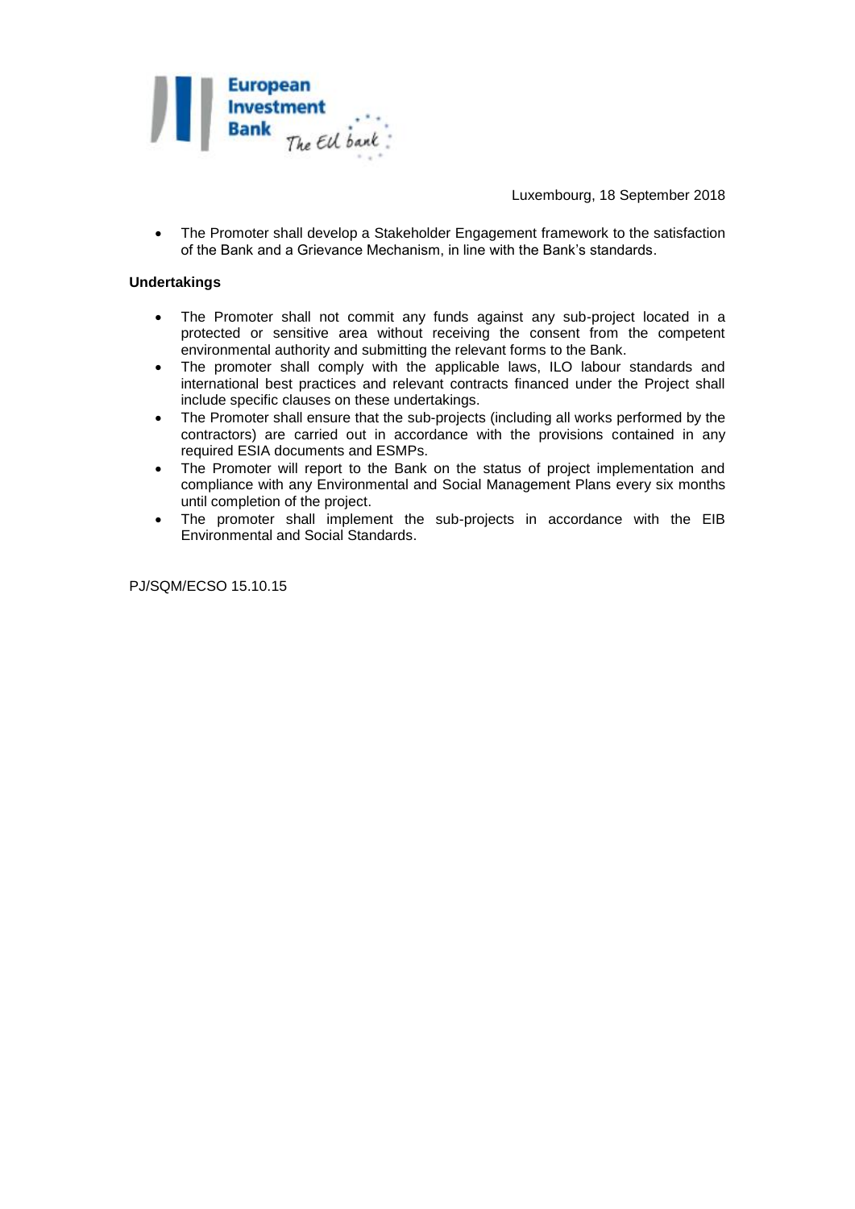Luxembourg, 18 September 2018

- The Promoter shall develop a Stakeholder Engagement framework to the satisfaction of the Bank and a Grievance Mechanism, in line with the Bank's standards.

**Undertakings**

- The Promoter shall not commit any funds against any sub-project located in a protected or sensitive area without receiving the consent from the competent environmental authority and submitting the relevant forms to the Bank.
- The promoter shall comply with the applicable laws, ILO labour standards and international best practices and relevant contracts financed under the Project shall include specific clauses on these undertakings.
- The Promoter shall ensure that the sub-projects (including all works performed by the contractors) are carried out in accordance with the provisions contained in any required ESIA documents and ESMPs.
- The Promoter will report to the Bank on the status of project implementation and compliance with any Environmental and Social Management Plans every six months until completion of the project.
- The promoter shall implement the sub-projects in accordance with the EIB Environmental and Social Standards.

PJ/SQM/ECSO 15.10.15